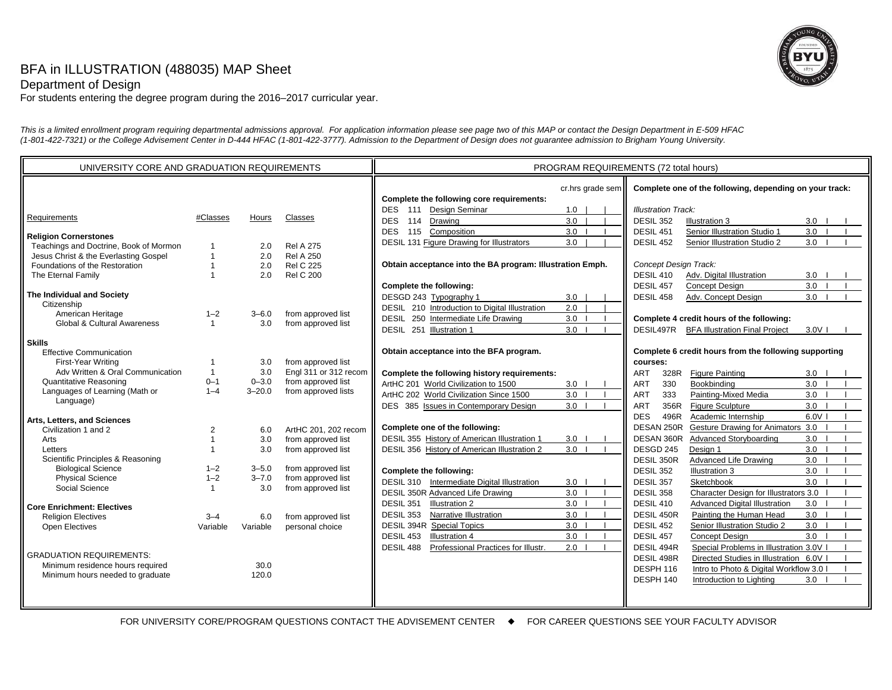# BFA in ILLUSTRATION (488035) MAP Sheet

## Department of Design

For students entering the degree program during the 2016–2017 curricular year.

*This is a limited enrollment program requiring departmental admissions approval. For application information please see page two of this MAP or contact the Design Department in E-509 HFAC (1-801-422-7321) or the College Advisement Center in D-444 HFAC (1-801-422-3777). Admission to the Department of Design does not guarantee admission to Brigham Young University.*

## UNIVERSITY CORE AND GRADUATION REQUIREMENTS

| Requirements | #Classes | Hours | Classes |
|---|---|---|---|
| **Religion Cornerstones** | | | |
| Teachings and Doctrine, Book of Mormon | 1 | 2.0 | Rel A 275 |
| Jesus Christ & the Everlasting Gospel | 1 | 2.0 | Rel A 250 |
| Foundations of the Restoration | 1 | 2.0 | Rel C 225 |
| The Eternal Family | 1 | 2.0 | Rel C 200 |
| **The Individual and Society** | | | |
| Citizenship | | | |
| American Heritage | 1–2 | 3–6.0 | from approved list |
| Global & Cultural Awareness | 1 | 3.0 | from approved list |
| **Skills** | | | |
| Effective Communication | | | |
| First-Year Writing | 1 | 3.0 | from approved list |
| Adv Written & Oral Communication | 1 | 3.0 | Engl 311 or 312 recom |
| Quantitative Reasoning | 0–1 | 0–3.0 | from approved list |
| Languages of Learning (Math or Language) | 1–4 | 3–20.0 | from approved lists |
| **Arts, Letters, and Sciences** | | | |
| Civilization 1 and 2 | 2 | 6.0 | ArtHC 201, 202 recom |
| Arts | 1 | 3.0 | from approved list |
| Letters | 1 | 3.0 | from approved list |
| Scientific Principles & Reasoning | | | |
| Biological Science | 1–2 | 3–5.0 | from approved list |
| Physical Science | 1–2 | 3–7.0 | from approved list |
| Social Science | 1 | 3.0 | from approved list |
| **Core Enrichment: Electives** | | | |
| Religion Electives | 3–4 | 6.0 | from approved list |
| Open Electives | Variable | Variable | personal choice |

GRADUATION REQUIREMENTS:

| | Hours |
|---|---|
| Minimum residence hours required | 30.0 |
| Minimum hours needed to graduate | 120.0 |

## PROGRAM REQUIREMENTS (72 total hours)

**Complete the following core requirements:**

| Course | Title | cr.hrs | grade | sem |
|---|---|---|---|---|
| DES 111 | Design Seminar | 1.0 | | |
| DES 114 | Drawing | 3.0 | | |
| DES 115 | Composition | 3.0 | | |
| DESIL 131 | Figure Drawing for Illustrators | 3.0 | | |

**Obtain acceptance into the BA program: Illustration Emph.**

**Complete the following:**

| Course | Title | cr.hrs | grade | sem |
|---|---|---|---|---|
| DESGD 243 | Typography 1 | 3.0 | | |
| DESIL 210 | Introduction to Digital Illustration | 2.0 | | |
| DESIL 250 | Intermediate Life Drawing | 3.0 | | |
| DESIL 251 | Illustration 1 | 3.0 | | |

**Obtain acceptance into the BFA program.**

**Complete the following history requirements:**

| Course | Title | cr.hrs | grade | sem |
|---|---|---|---|---|
| ArtHC 201 | World Civilization to 1500 | 3.0 | | |
| ArtHC 202 | World Civilization Since 1500 | 3.0 | | |
| DES 385 | Issues in Contemporary Design | 3.0 | | |

**Complete one of the following:**

| Course | Title | cr.hrs | grade | sem |
|---|---|---|---|---|
| DESIL 355 | History of American Illustration 1 | 3.0 | | |
| DESIL 356 | History of American Illustration 2 | 3.0 | | |

**Complete the following:**

| Course | Title | cr.hrs | grade | sem |
|---|---|---|---|---|
| DESIL 310 | Intermediate Digital Illustration | 3.0 | | |
| DESIL 350R | Advanced Life Drawing | 3.0 | | |
| DESIL 351 | Illustration 2 | 3.0 | | |
| DESIL 353 | Narrative Illustration | 3.0 | | |
| DESIL 394R | Special Topics | 3.0 | | |
| DESIL 453 | Illustration 4 | 3.0 | | |
| DESIL 488 | Professional Practices for Illustr. | 2.0 | | |

**Complete one of the following, depending on your track:**

*Illustration Track:*

| Course | Title | cr.hrs | grade | sem |
|---|---|---|---|---|
| DESIL 352 | Illustration 3 | 3.0 | | |
| DESIL 451 | Senior Illustration Studio 1 | 3.0 | | |
| DESIL 452 | Senior Illustration Studio 2 | 3.0 | | |

*Concept Design Track:*

| Course | Title | cr.hrs | grade | sem |
|---|---|---|---|---|
| DESIL 410 | Adv. Digital Illustration | 3.0 | | |
| DESIL 457 | Concept Design | 3.0 | | |
| DESIL 458 | Adv. Concept Design | 3.0 | | |

**Complete 4 credit hours of the following:**

| Course | Title | cr.hrs | grade | sem |
|---|---|---|---|---|
| DESIL497R | BFA Illustration Final Project | 3.0V | | |

**Complete 6 credit hours from the following supporting courses:**

| Course | Title | cr.hrs | grade | sem |
|---|---|---|---|---|
| ART 328R | Figure Painting | 3.0 | | |
| ART 330 | Bookbinding | 3.0 | | |
| ART 333 | Painting-Mixed Media | 3.0 | | |
| ART 356R | Figure Sculpture | 3.0 | | |
| DES 496R | Academic Internship | 6.0V | | |
| DESAN 250R | Gesture Drawing for Animators | 3.0 | | |
| DESAN 360R | Advanced Storyboarding | 3.0 | | |
| DESGD 245 | Design 1 | 3.0 | | |
| DESIL 350R | Advanced Life Drawing | 3.0 | | |
| DESIL 352 | Illustration 3 | 3.0 | | |
| DESIL 357 | Sketchbook | 3.0 | | |
| DESIL 358 | Character Design for Illustrators | 3.0 | | |
| DESIL 410 | Advanced Digital Illustration | 3.0 | | |
| DESIL 450R | Painting the Human Head | 3.0 | | |
| DESIL 452 | Senior Illustration Studio 2 | 3.0 | | |
| DESIL 457 | Concept Design | 3.0 | | |
| DESIL 494R | Special Problems in Illustration | 3.0V | | |
| DESIL 498R | Directed Studies in Illustration | 6.0V | | |
| DESPH 116 | Intro to Photo & Digital Workflow | 3.0 | | |
| DESPH 140 | Introduction to Lighting | 3.0 | | |

FOR UNIVERSITY CORE/PROGRAM QUESTIONS CONTACT THE ADVISEMENT CENTER ◆ FOR CAREER QUESTIONS SEE YOUR FACULTY ADVISOR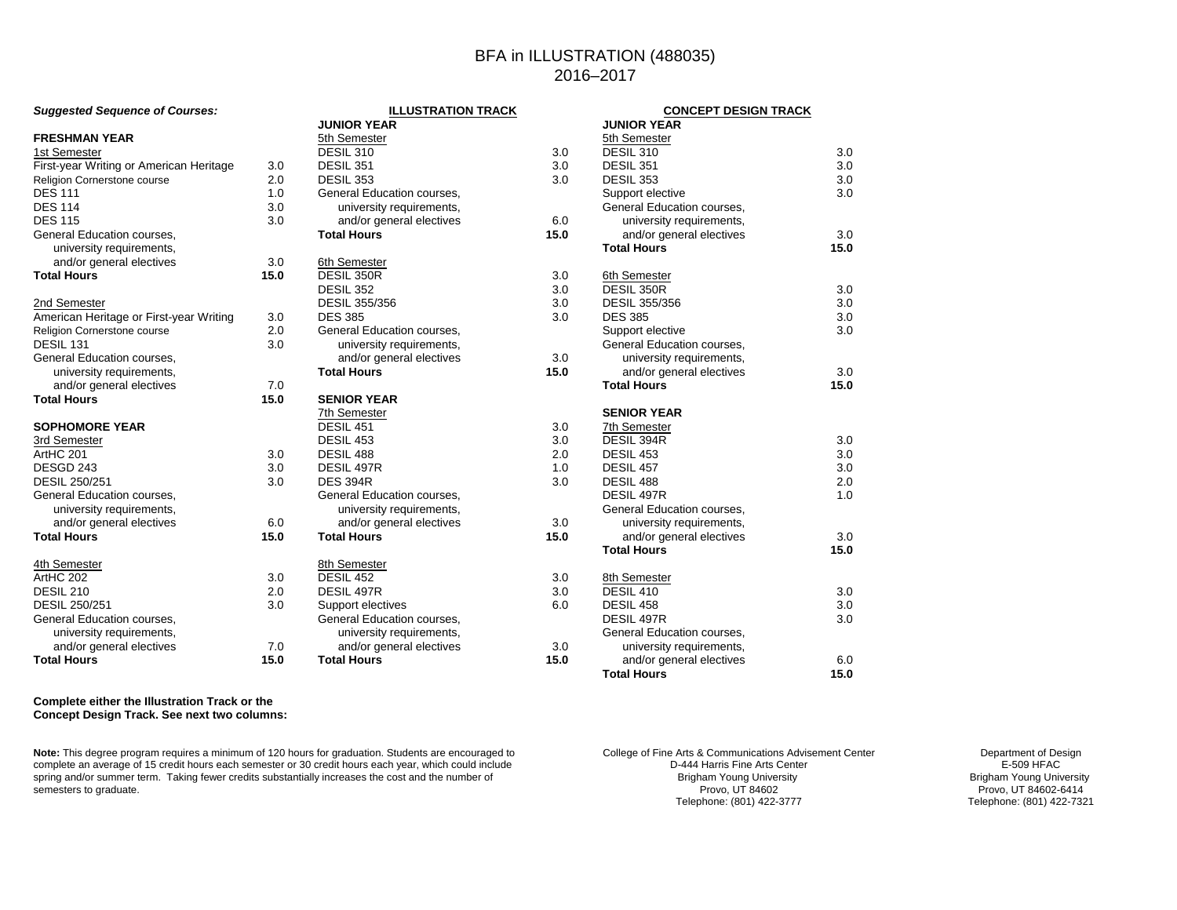# BFA in ILLUSTRATION (488035)
## 2016–2017

***Suggested Sequence of Courses:***

### FRESHMAN YEAR

| 1st Semester | |
|---|---|
| First-year Writing or American Heritage | 3.0 |
| Religion Cornerstone course | 2.0 |
| DES 111 | 1.0 |
| DES 114 | 3.0 |
| DES 115 | 3.0 |
| General Education courses, university requirements, and/or general electives | 3.0 |
| **Total Hours** | **15.0** |

| 2nd Semester | |
|---|---|
| American Heritage or First-year Writing | 3.0 |
| Religion Cornerstone course | 2.0 |
| DESIL 131 | 3.0 |
| General Education courses, university requirements, and/or general electives | 7.0 |
| **Total Hours** | **15.0** |

### SOPHOMORE YEAR

| 3rd Semester | |
|---|---|
| ArtHC 201 | 3.0 |
| DESGD 243 | 3.0 |
| DESIL 250/251 | 3.0 |
| General Education courses, university requirements, and/or general electives | 6.0 |
| **Total Hours** | **15.0** |

| 4th Semester | |
|---|---|
| ArtHC 202 | 3.0 |
| DESIL 210 | 2.0 |
| DESIL 250/251 | 3.0 |
| General Education courses, university requirements, and/or general electives | 7.0 |
| **Total Hours** | **15.0** |

**Complete either the Illustration Track or the Concept Design Track. See next two columns:**

## ILLUSTRATION TRACK

### JUNIOR YEAR

| 5th Semester | |
|---|---|
| DESIL 310 | 3.0 |
| DESIL 351 | 3.0 |
| DESIL 353 | 3.0 |
| General Education courses, university requirements, and/or general electives | 6.0 |
| **Total Hours** | **15.0** |

| 6th Semester | |
|---|---|
| DESIL 350R | 3.0 |
| DESIL 352 | 3.0 |
| DESIL 355/356 | 3.0 |
| DES 385 | 3.0 |
| General Education courses, university requirements, and/or general electives | 3.0 |
| **Total Hours** | **15.0** |

### SENIOR YEAR

| 7th Semester | |
|---|---|
| DESIL 451 | 3.0 |
| DESIL 453 | 3.0 |
| DESIL 488 | 2.0 |
| DESIL 497R | 1.0 |
| DES 394R | 3.0 |
| General Education courses, university requirements, and/or general electives | 3.0 |
| **Total Hours** | **15.0** |

| 8th Semester | |
|---|---|
| DESIL 452 | 3.0 |
| DESIL 497R | 3.0 |
| Support electives | 6.0 |
| General Education courses, university requirements, and/or general electives | 3.0 |
| **Total Hours** | **15.0** |

## CONCEPT DESIGN TRACK

### JUNIOR YEAR

| 5th Semester | |
|---|---|
| DESIL 310 | 3.0 |
| DESIL 351 | 3.0 |
| DESIL 353 | 3.0 |
| Support elective | 3.0 |
| General Education courses, university requirements, and/or general electives | 3.0 |
| **Total Hours** | **15.0** |

| 6th Semester | |
|---|---|
| DESIL 350R | 3.0 |
| DESIL 355/356 | 3.0 |
| DES 385 | 3.0 |
| Support elective | 3.0 |
| General Education courses, university requirements, and/or general electives | 3.0 |
| **Total Hours** | **15.0** |

### SENIOR YEAR

| 7th Semester | |
|---|---|
| DESIL 394R | 3.0 |
| DESIL 453 | 3.0 |
| DESIL 457 | 3.0 |
| DESIL 488 | 2.0 |
| DESIL 497R | 1.0 |
| General Education courses, university requirements, and/or general electives | 3.0 |
| **Total Hours** | **15.0** |

| 8th Semester | |
|---|---|
| DESIL 410 | 3.0 |
| DESIL 458 | 3.0 |
| DESIL 497R | 3.0 |
| General Education courses, university requirements, and/or general electives | 6.0 |
| **Total Hours** | **15.0** |

**Note:** This degree program requires a minimum of 120 hours for graduation. Students are encouraged to complete an average of 15 credit hours each semester or 30 credit hours each year, which could include spring and/or summer term. Taking fewer credits substantially increases the cost and the number of semesters to graduate.

College of Fine Arts & Communications Advisement Center
D-444 Harris Fine Arts Center
Brigham Young University
Provo, UT 84602
Telephone: (801) 422-3777

Department of Design
E-509 HFAC
Brigham Young University
Provo, UT 84602-6414
Telephone: (801) 422-7321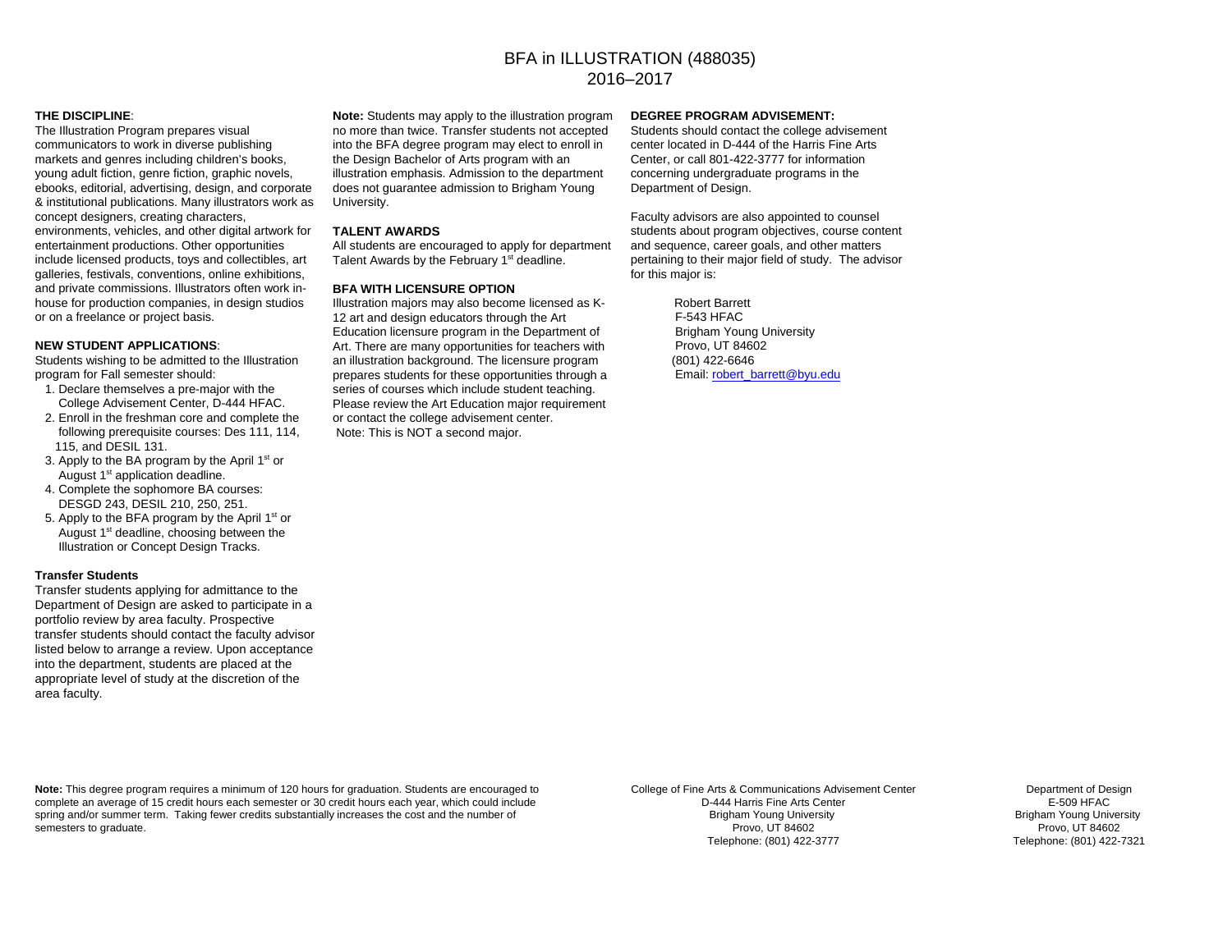# BFA in ILLUSTRATION (488035)
## 2016–2017

**THE DISCIPLINE**:

The Illustration Program prepares visual communicators to work in diverse publishing markets and genres including children's books, young adult fiction, genre fiction, graphic novels, ebooks, editorial, advertising, design, and corporate & institutional publications. Many illustrators work as concept designers, creating characters, environments, vehicles, and other digital artwork for entertainment productions. Other opportunities include licensed products, toys and collectibles, art galleries, festivals, conventions, online exhibitions, and private commissions. Illustrators often work in-house for production companies, in design studios or on a freelance or project basis.

**NEW STUDENT APPLICATIONS**:

Students wishing to be admitted to the Illustration program for Fall semester should:

1. Declare themselves a pre-major with the College Advisement Center, D-444 HFAC.
2. Enroll in the freshman core and complete the following prerequisite courses: Des 111, 114, 115, and DESIL 131.
3. Apply to the BA program by the April 1st or August 1st application deadline.
4. Complete the sophomore BA courses: DESGD 243, DESIL 210, 250, 251.
5. Apply to the BFA program by the April 1st or August 1st deadline, choosing between the Illustration or Concept Design Tracks.

**Transfer Students**

Transfer students applying for admittance to the Department of Design are asked to participate in a portfolio review by area faculty. Prospective transfer students should contact the faculty advisor listed below to arrange a review. Upon acceptance into the department, students are placed at the appropriate level of study at the discretion of the area faculty.

**Note:** Students may apply to the illustration program no more than twice. Transfer students not accepted into the BFA degree program may elect to enroll in the Design Bachelor of Arts program with an illustration emphasis. Admission to the department does not guarantee admission to Brigham Young University.

**TALENT AWARDS**

All students are encouraged to apply for department Talent Awards by the February 1st deadline.

**BFA WITH LICENSURE OPTION**

Illustration majors may also become licensed as K-12 art and design educators through the Art Education licensure program in the Department of Art. There are many opportunities for teachers with an illustration background. The licensure program prepares students for these opportunities through a series of courses which include student teaching. Please review the Art Education major requirement or contact the college advisement center.
Note: This is NOT a second major.

**DEGREE PROGRAM ADVISEMENT:**

Students should contact the college advisement center located in D-444 of the Harris Fine Arts Center, or call 801-422-3777 for information concerning undergraduate programs in the Department of Design.

Faculty advisors are also appointed to counsel students about program objectives, course content and sequence, career goals, and other matters pertaining to their major field of study. The advisor for this major is:

Robert Barrett
F-543 HFAC
Brigham Young University
Provo, UT 84602
(801) 422-6646
Email: robert_barrett@byu.edu

**Note:** This degree program requires a minimum of 120 hours for graduation. Students are encouraged to complete an average of 15 credit hours each semester or 30 credit hours each year, which could include spring and/or summer term. Taking fewer credits substantially increases the cost and the number of semesters to graduate.

College of Fine Arts & Communications Advisement Center
D-444 Harris Fine Arts Center
Brigham Young University
Provo, UT 84602
Telephone: (801) 422-3777

Department of Design
E-509 HFAC
Brigham Young University
Provo, UT 84602
Telephone: (801) 422-7321